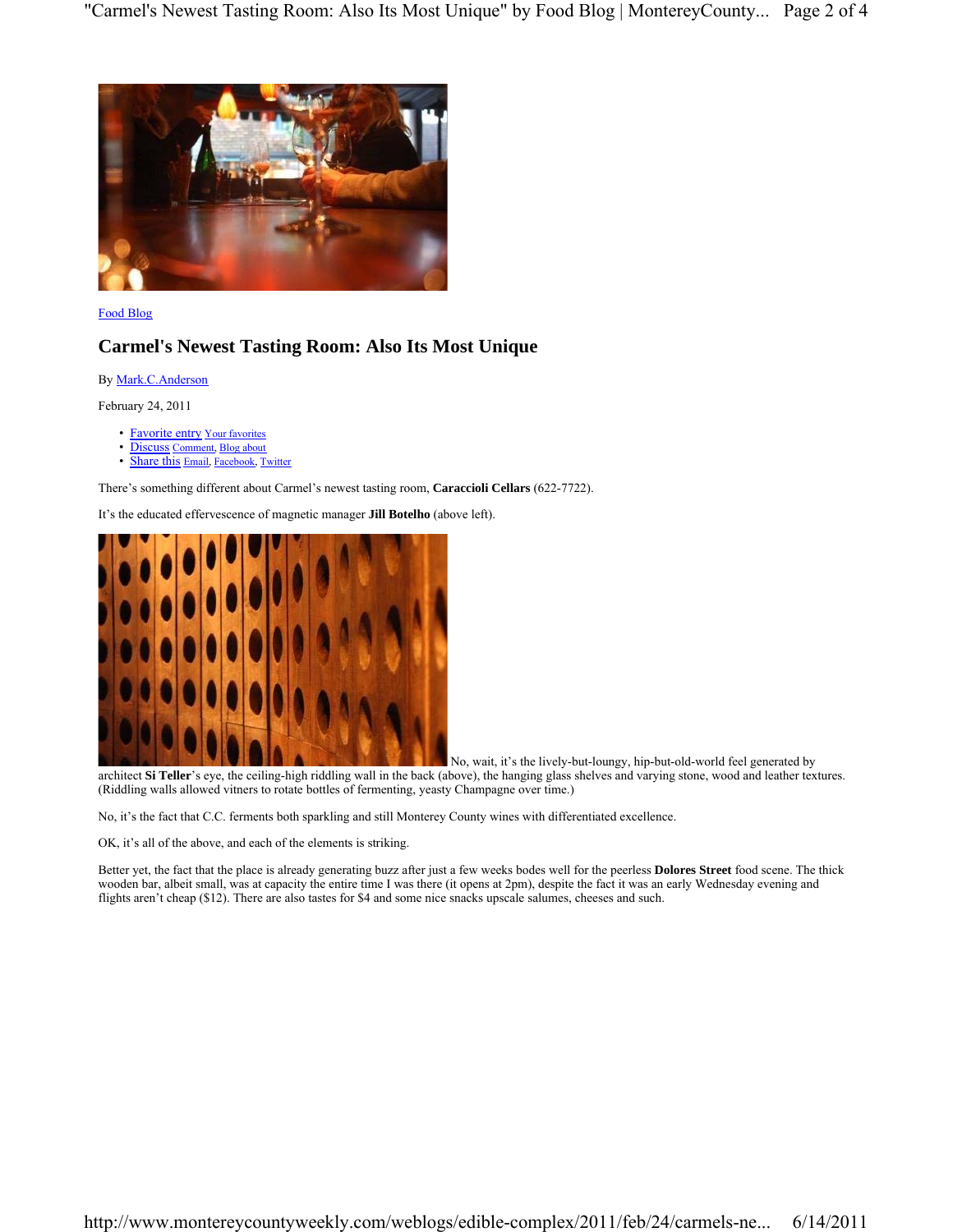Food Blog

## Carmel's Newest Tasting Room: Also Its Most Unique

By Mark.C.Anderson

February 24, 2011

- Favorite entry Your favorites
- Discuss Comment, Blog about
- Share this Email, Facebook, Twitter

There's something different about Carmel's newest tasting room, **Caraccioli Cellars** (622-7722).

It's the educated effervescence of magnetic manager **Jill Botelho** (above left).

No, wait, it's the lively-but-loungy, hip-but-old-world feel generated by architect **Si Teller**'s eye, the ceiling-high riddling wall in the back (above), the hanging glass shelves and varying stone, wood and leather textures. (Riddling walls allowed vitners to rotate bottles of fermenting, yeasty Champagne over time.)

No, it's the fact that C.C. ferments both sparkling and still Monterey County wines with differentiated excellence.

OK, it's all of the above, and each of the elements is striking.

Better yet, the fact that the place is already generating buzz after just a few weeks bodes well for the peerless **Dolores Street** food scene. The thick wooden bar, albeit small, was at capacity the entire time I was there (it opens at 2pm), despite the fact it was an early Wednesday evening and flights aren't cheap ($12). There are also tastes for $4 and some nice snacks upscale salumes, cheeses and such.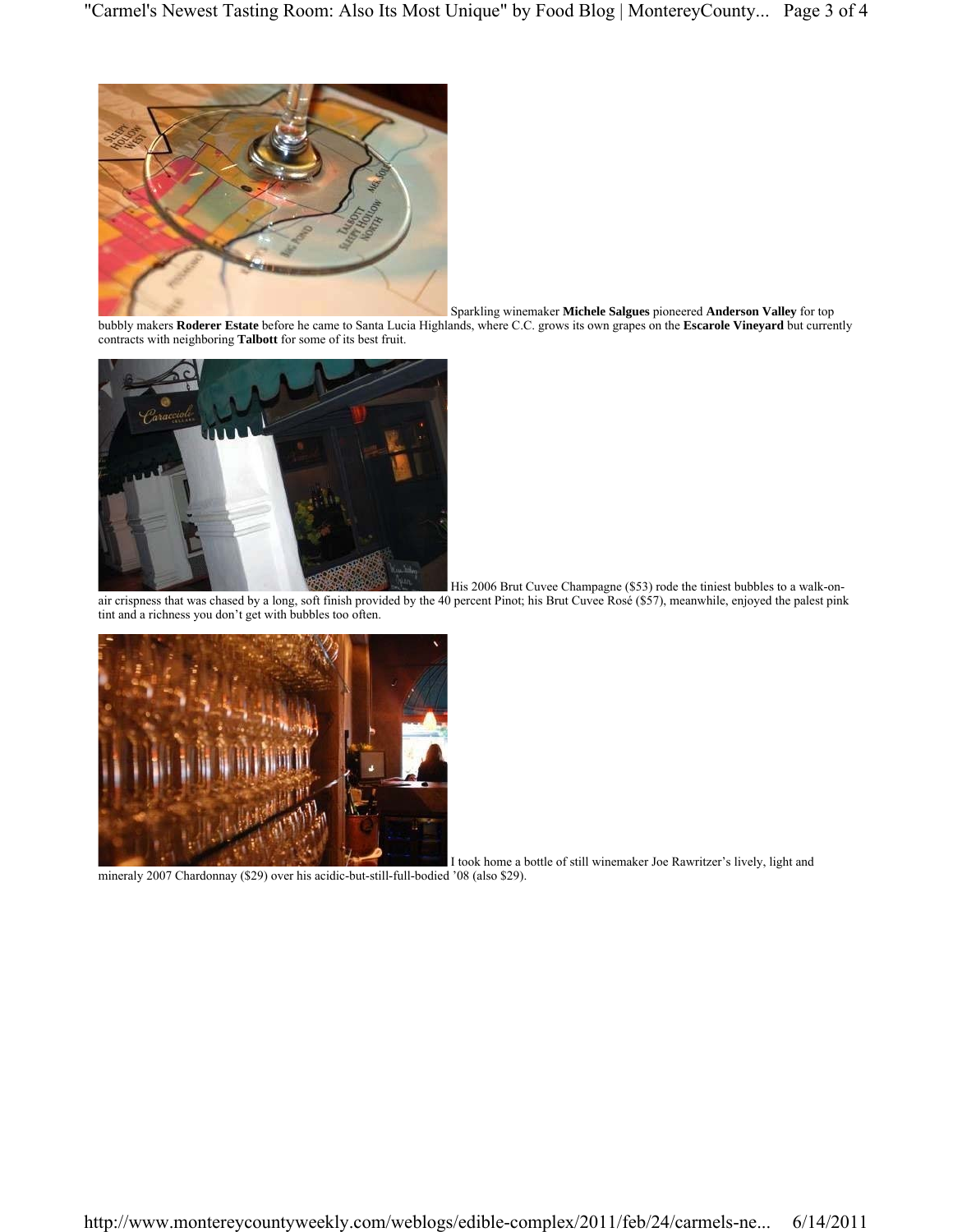Sparkling winemaker **Michele Salgues** pioneered **Anderson Valley** for top bubbly makers **Roderer Estate** before he came to Santa Lucia Highlands, where C.C. grows its own grapes on the **Escarole Vineyard** but currently contracts with neighboring **Talbott** for some of its best fruit.

His 2006 Brut Cuvee Champagne ($53) rode the tiniest bubbles to a walk-on-air crispness that was chased by a long, soft finish provided by the 40 percent Pinot; his Brut Cuvee Rosé ($57), meanwhile, enjoyed the palest pink tint and a richness you don't get with bubbles too often.

I took home a bottle of still winemaker Joe Rawritzer's lively, light and mineraly 2007 Chardonnay ($29) over his acidic-but-still-full-bodied '08 (also $29).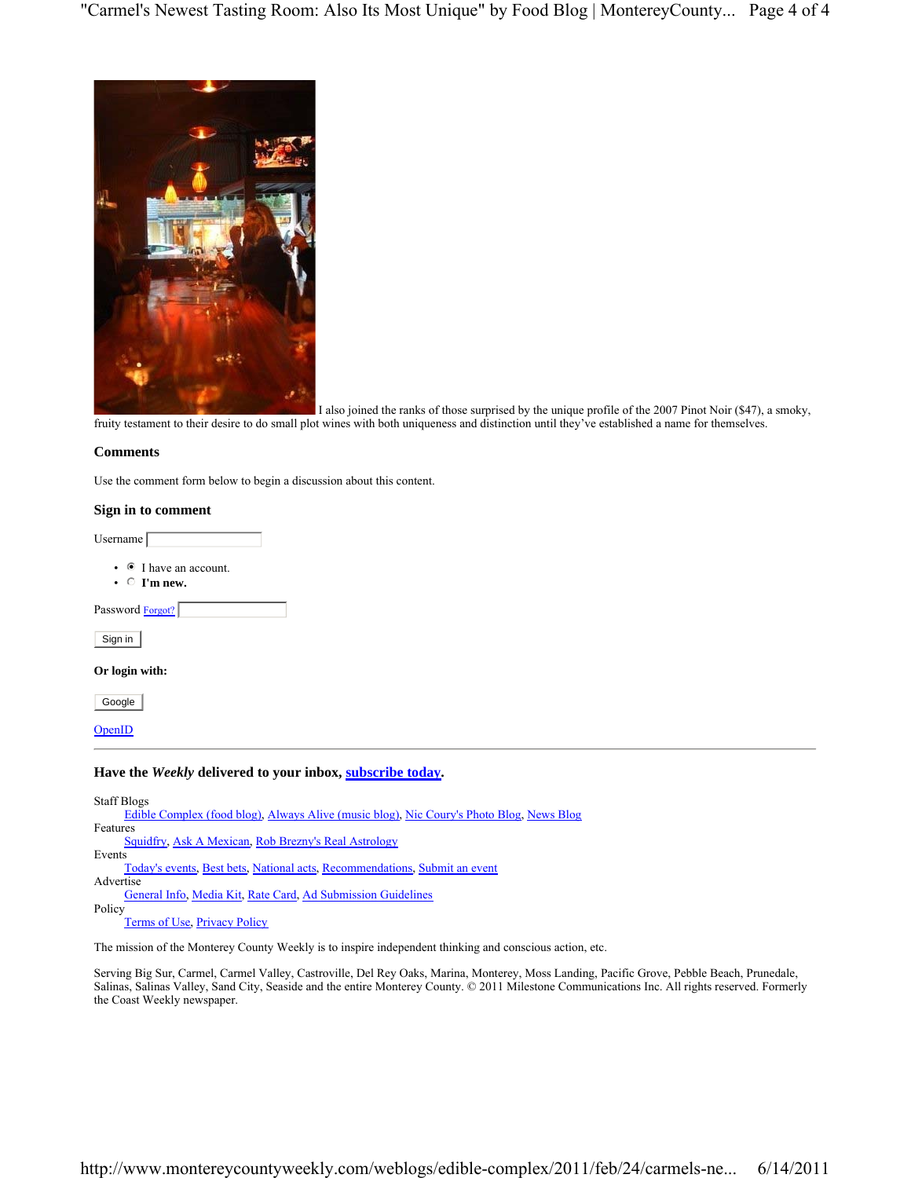I also joined the ranks of those surprised by the unique profile of the 2007 Pinot Noir ($47), a smoky, fruity testament to their desire to do small plot wines with both uniqueness and distinction until they've established a name for themselves.

### Comments

Use the comment form below to begin a discussion about this content.

### Sign in to comment

Username

- I have an account.
- **I'm new.**

Password Forgot?

Sign in

**Or login with:**

Google

OpenID

---

**Have the *Weekly* delivered to your inbox, subscribe today.**

Staff Blogs
    Edible Complex (food blog), Always Alive (music blog), Nic Coury's Photo Blog, News Blog
Features
    Squidfry, Ask A Mexican, Rob Brezny's Real Astrology
Events
    Today's events, Best bets, National acts, Recommendations, Submit an event
Advertise
    General Info, Media Kit, Rate Card, Ad Submission Guidelines
Policy
    Terms of Use, Privacy Policy

The mission of the Monterey County Weekly is to inspire independent thinking and conscious action, etc.

Serving Big Sur, Carmel, Carmel Valley, Castroville, Del Rey Oaks, Marina, Monterey, Moss Landing, Pacific Grove, Pebble Beach, Prunedale, Salinas, Salinas Valley, Sand City, Seaside and the entire Monterey County. © 2011 Milestone Communications Inc. All rights reserved. Formerly the Coast Weekly newspaper.